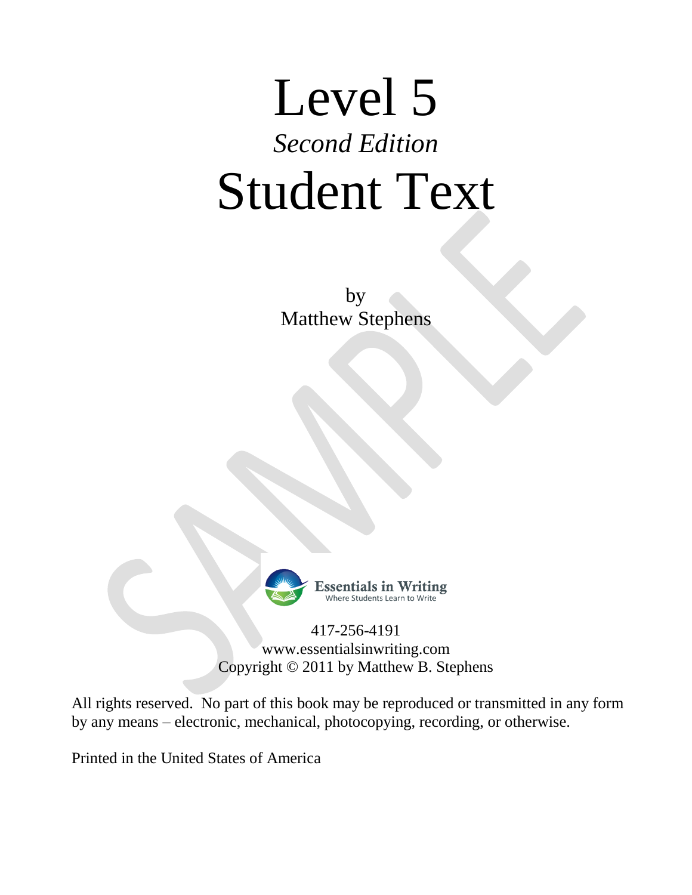# Level 5

*Second Edition*

# Student Text

by
Matthew Stephens

Essentials in Writing
Where Students Learn to Write

417-256-4191
www.essentialsinwriting.com
Copyright © 2011 by Matthew B. Stephens

All rights reserved. No part of this book may be reproduced or transmitted in any form by any means – electronic, mechanical, photocopying, recording, or otherwise.

Printed in the United States of America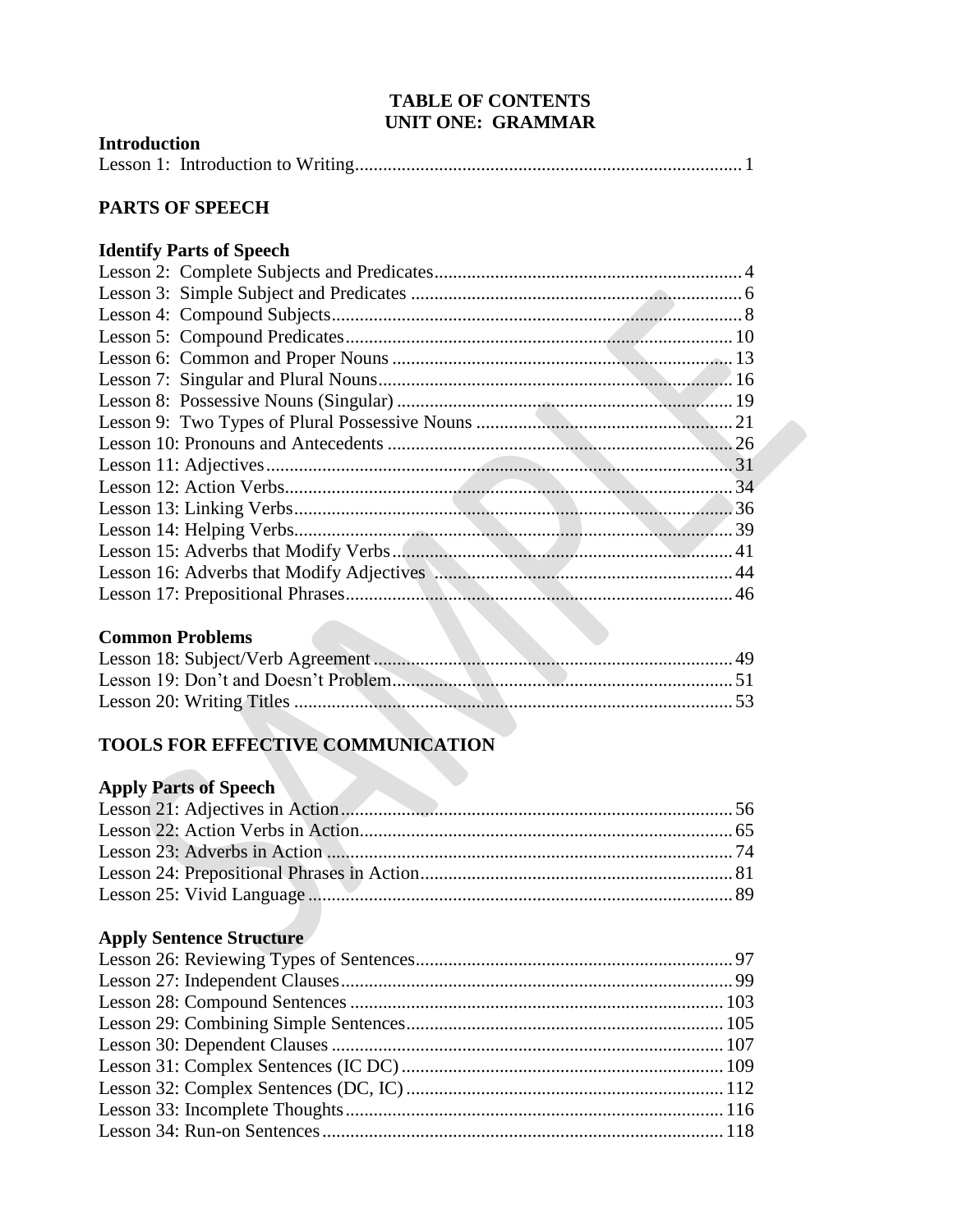# TABLE OF CONTENTS
# UNIT ONE: GRAMMAR

### Introduction

Lesson 1: Introduction to Writing .......... 1

## PARTS OF SPEECH

### Identify Parts of Speech

Lesson 2: Complete Subjects and Predicates .......... 4
Lesson 3: Simple Subject and Predicates .......... 6
Lesson 4: Compound Subjects .......... 8
Lesson 5: Compound Predicates .......... 10
Lesson 6: Common and Proper Nouns .......... 13
Lesson 7: Singular and Plural Nouns .......... 16
Lesson 8: Possessive Nouns (Singular) .......... 19
Lesson 9: Two Types of Plural Possessive Nouns .......... 21
Lesson 10: Pronouns and Antecedents .......... 26
Lesson 11: Adjectives .......... 31
Lesson 12: Action Verbs .......... 34
Lesson 13: Linking Verbs .......... 36
Lesson 14: Helping Verbs .......... 39
Lesson 15: Adverbs that Modify Verbs .......... 41
Lesson 16: Adverbs that Modify Adjectives .......... 44
Lesson 17: Prepositional Phrases .......... 46

### Common Problems

Lesson 18: Subject/Verb Agreement .......... 49
Lesson 19: Don't and Doesn't Problem .......... 51
Lesson 20: Writing Titles .......... 53

## TOOLS FOR EFFECTIVE COMMUNICATION

### Apply Parts of Speech

Lesson 21: Adjectives in Action .......... 56
Lesson 22: Action Verbs in Action .......... 65
Lesson 23: Adverbs in Action .......... 74
Lesson 24: Prepositional Phrases in Action .......... 81
Lesson 25: Vivid Language .......... 89

### Apply Sentence Structure

Lesson 26: Reviewing Types of Sentences .......... 97
Lesson 27: Independent Clauses .......... 99
Lesson 28: Compound Sentences .......... 103
Lesson 29: Combining Simple Sentences .......... 105
Lesson 30: Dependent Clauses .......... 107
Lesson 31: Complex Sentences (IC DC) .......... 109
Lesson 32: Complex Sentences (DC, IC) .......... 112
Lesson 33: Incomplete Thoughts .......... 116
Lesson 34: Run-on Sentences .......... 118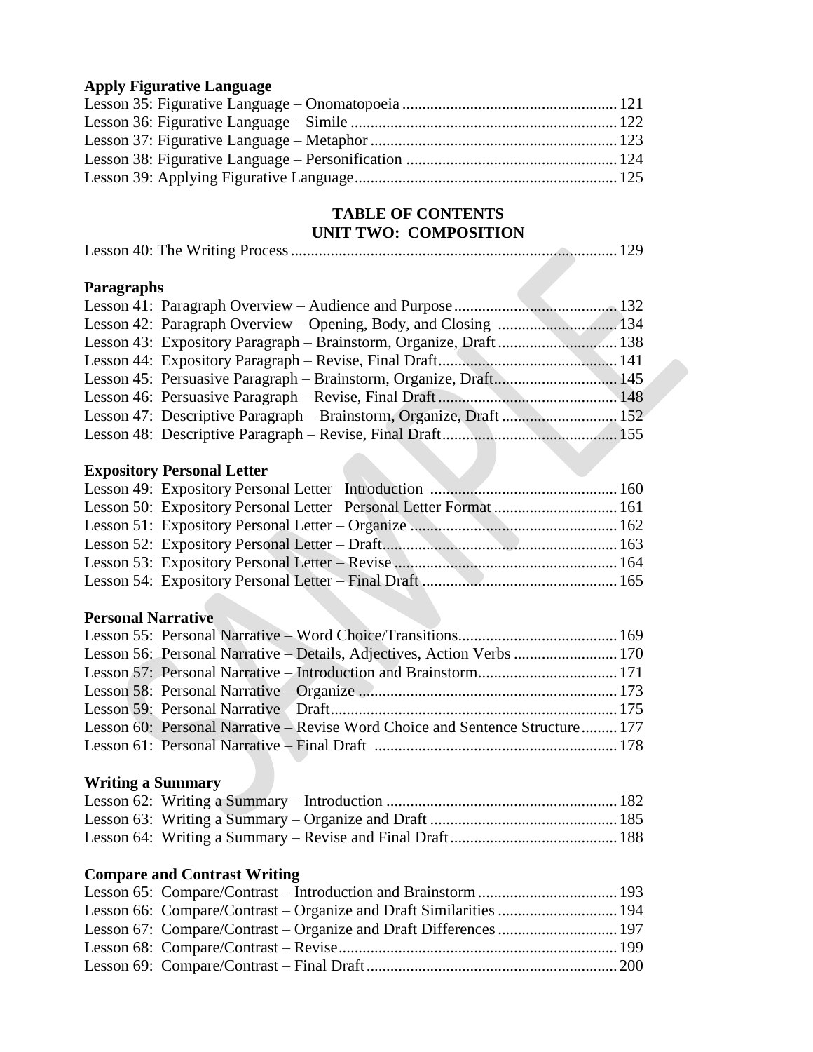**Apply Figurative Language**

Lesson 35: Figurative Language – Onomatopoeia ........................................................ 121
Lesson 36: Figurative Language – Simile ................................................................... 122
Lesson 37: Figurative Language – Metaphor .............................................................. 123
Lesson 38: Figurative Language – Personification ..................................................... 124
Lesson 39: Applying Figurative Language.................................................................. 125

## TABLE OF CONTENTS
## UNIT TWO: COMPOSITION

Lesson 40: The Writing Process .................................................................................. 129

**Paragraphs**

Lesson 41: Paragraph Overview – Audience and Purpose........................................... 132
Lesson 42: Paragraph Overview – Opening, Body, and Closing ................................ 134
Lesson 43: Expository Paragraph – Brainstorm, Organize, Draft ............................... 138
Lesson 44: Expository Paragraph – Revise, Final Draft.............................................. 141
Lesson 45: Persuasive Paragraph – Brainstorm, Organize, Draft................................ 145
Lesson 46: Persuasive Paragraph – Revise, Final Draft .............................................. 148
Lesson 47: Descriptive Paragraph – Brainstorm, Organize, Draft .............................. 152
Lesson 48: Descriptive Paragraph – Revise, Final Draft............................................. 155

**Expository Personal Letter**

Lesson 49: Expository Personal Letter –Introduction ............................................... 160
Lesson 50: Expository Personal Letter –Personal Letter Format ................................ 161
Lesson 51: Expository Personal Letter – Organize .................................................... 162
Lesson 52: Expository Personal Letter – Draft........................................................... 163
Lesson 53: Expository Personal Letter – Revise ........................................................ 164
Lesson 54: Expository Personal Letter – Final Draft ................................................. 165

**Personal Narrative**

Lesson 55: Personal Narrative – Word Choice/Transitions......................................... 169
Lesson 56: Personal Narrative – Details, Adjectives, Action Verbs ........................... 170
Lesson 57: Personal Narrative – Introduction and Brainstorm.................................... 171
Lesson 58: Personal Narrative – Organize ................................................................. 173
Lesson 59: Personal Narrative – Draft........................................................................ 175
Lesson 60: Personal Narrative – Revise Word Choice and Sentence Structure.......... 177
Lesson 61: Personal Narrative – Final Draft ............................................................. 178

**Writing a Summary**

Lesson 62: Writing a Summary – Introduction ........................................................... 182
Lesson 63: Writing a Summary – Organize and Draft ............................................... 185
Lesson 64: Writing a Summary – Revise and Final Draft........................................... 188

**Compare and Contrast Writing**

Lesson 65: Compare/Contrast – Introduction and Brainstorm ................................... 193
Lesson 66: Compare/Contrast – Organize and Draft Similarities .............................. 194
Lesson 67: Compare/Contrast – Organize and Draft Differences .............................. 197
Lesson 68: Compare/Contrast – Revise...................................................................... 199
Lesson 69: Compare/Contrast – Final Draft............................................................... 200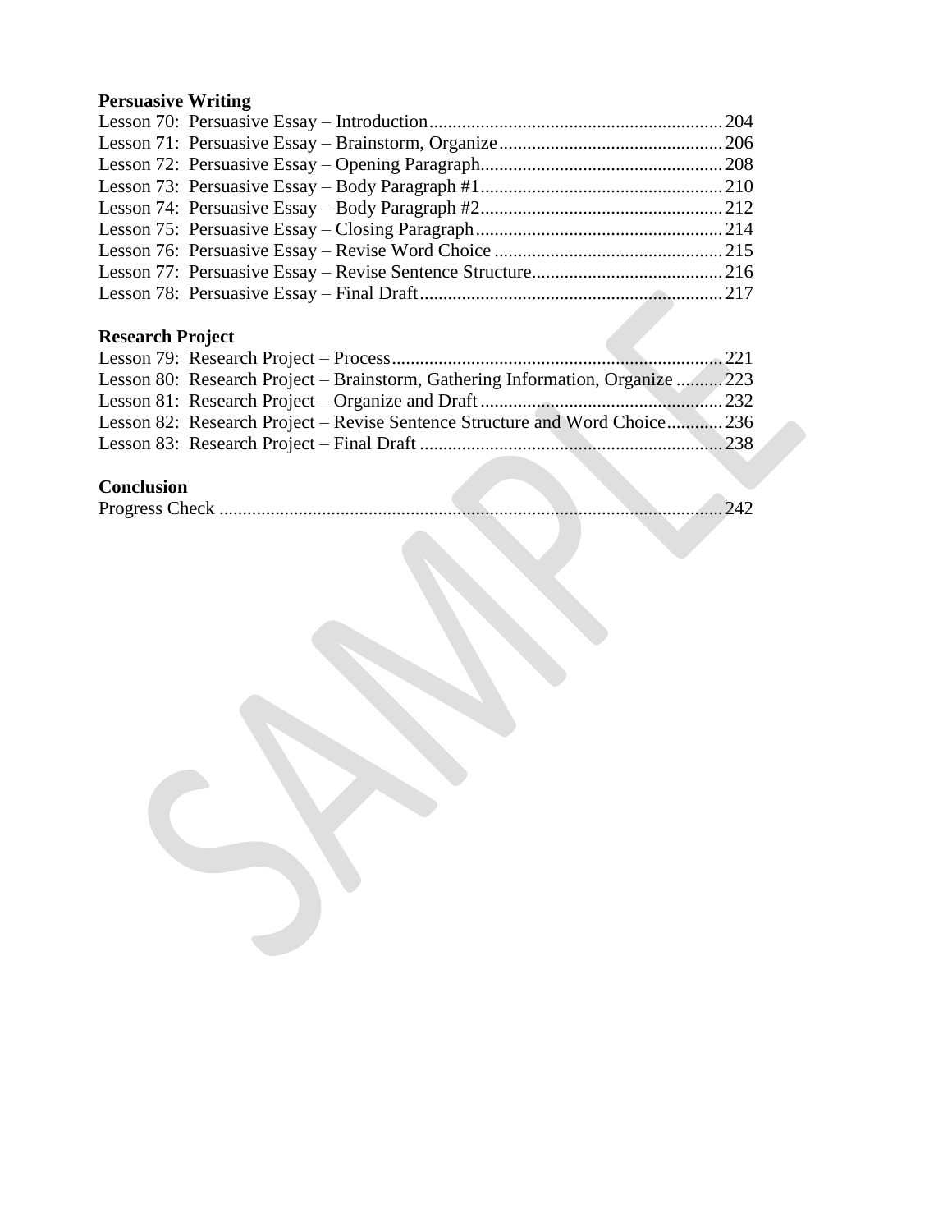**Persuasive Writing**

Lesson 70: Persuasive Essay – Introduction ........................................................ 204
Lesson 71: Persuasive Essay – Brainstorm, Organize ........................................ 206
Lesson 72: Persuasive Essay – Opening Paragraph ............................................ 208
Lesson 73: Persuasive Essay – Body Paragraph #1 ............................................ 210
Lesson 74: Persuasive Essay – Body Paragraph #2 ............................................ 212
Lesson 75: Persuasive Essay – Closing Paragraph ............................................. 214
Lesson 76: Persuasive Essay – Revise Word Choice .......................................... 215
Lesson 77: Persuasive Essay – Revise Sentence Structure .................................. 216
Lesson 78: Persuasive Essay – Final Draft .......................................................... 217

**Research Project**

Lesson 79: Research Project – Process ................................................................ 221
Lesson 80: Research Project – Brainstorm, Gathering Information, Organize .......... 223
Lesson 81: Research Project – Organize and Draft .............................................. 232
Lesson 82: Research Project – Revise Sentence Structure and Word Choice ............ 236
Lesson 83: Research Project – Final Draft .......................................................... 238

**Conclusion**

Progress Check ...................................................................................................... 242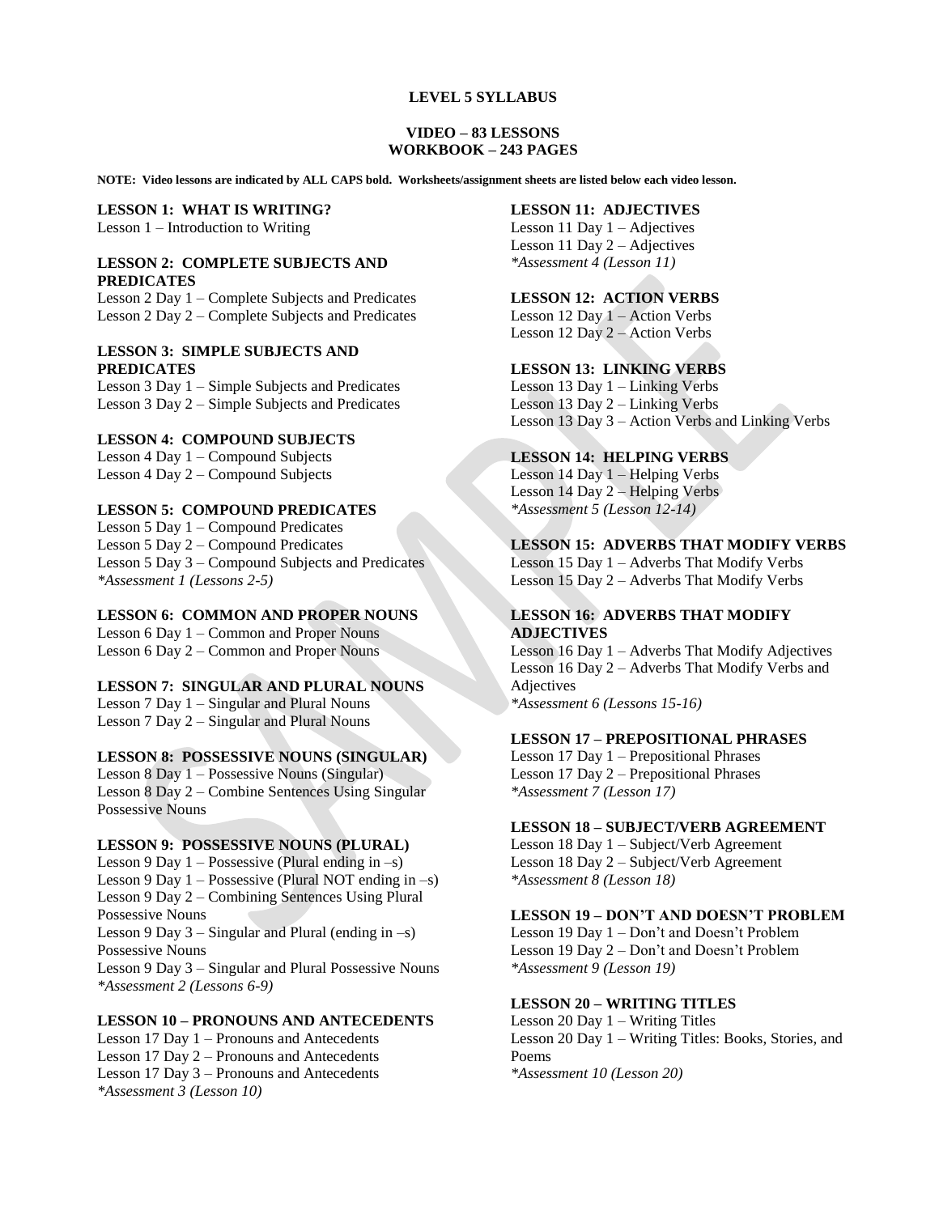**LEVEL 5 SYLLABUS**

**VIDEO – 83 LESSONS**
**WORKBOOK – 243 PAGES**

**NOTE: Video lessons are indicated by ALL CAPS bold. Worksheets/assignment sheets are listed below each video lesson.**

**LESSON 1: WHAT IS WRITING?**
Lesson 1 – Introduction to Writing

**LESSON 2: COMPLETE SUBJECTS AND PREDICATES**
Lesson 2 Day 1 – Complete Subjects and Predicates
Lesson 2 Day 2 – Complete Subjects and Predicates

**LESSON 3: SIMPLE SUBJECTS AND PREDICATES**
Lesson 3 Day 1 – Simple Subjects and Predicates
Lesson 3 Day 2 – Simple Subjects and Predicates

**LESSON 4: COMPOUND SUBJECTS**
Lesson 4 Day 1 – Compound Subjects
Lesson 4 Day 2 – Compound Subjects

**LESSON 5: COMPOUND PREDICATES**
Lesson 5 Day 1 – Compound Predicates
Lesson 5 Day 2 – Compound Predicates
Lesson 5 Day 3 – Compound Subjects and Predicates
*\*Assessment 1 (Lessons 2-5)*

**LESSON 6: COMMON AND PROPER NOUNS**
Lesson 6 Day 1 – Common and Proper Nouns
Lesson 6 Day 2 – Common and Proper Nouns

**LESSON 7: SINGULAR AND PLURAL NOUNS**
Lesson 7 Day 1 – Singular and Plural Nouns
Lesson 7 Day 2 – Singular and Plural Nouns

**LESSON 8: POSSESSIVE NOUNS (SINGULAR)**
Lesson 8 Day 1 – Possessive Nouns (Singular)
Lesson 8 Day 2 – Combine Sentences Using Singular Possessive Nouns

**LESSON 9: POSSESSIVE NOUNS (PLURAL)**
Lesson 9 Day 1 – Possessive (Plural ending in –s)
Lesson 9 Day 1 – Possessive (Plural NOT ending in –s)
Lesson 9 Day 2 – Combining Sentences Using Plural Possessive Nouns
Lesson 9 Day 3 – Singular and Plural (ending in –s) Possessive Nouns
Lesson 9 Day 3 – Singular and Plural Possessive Nouns
*\*Assessment 2 (Lessons 6-9)*

**LESSON 10 – PRONOUNS AND ANTECEDENTS**
Lesson 17 Day 1 – Pronouns and Antecedents
Lesson 17 Day 2 – Pronouns and Antecedents
Lesson 17 Day 3 – Pronouns and Antecedents
*\*Assessment 3 (Lesson 10)*

**LESSON 11: ADJECTIVES**
Lesson 11 Day 1 – Adjectives
Lesson 11 Day 2 – Adjectives
*\*Assessment 4 (Lesson 11)*

**LESSON 12: ACTION VERBS**
Lesson 12 Day 1 – Action Verbs
Lesson 12 Day 2 – Action Verbs

**LESSON 13: LINKING VERBS**
Lesson 13 Day 1 – Linking Verbs
Lesson 13 Day 2 – Linking Verbs
Lesson 13 Day 3 – Action Verbs and Linking Verbs

**LESSON 14: HELPING VERBS**
Lesson 14 Day 1 – Helping Verbs
Lesson 14 Day 2 – Helping Verbs
*\*Assessment 5 (Lesson 12-14)*

**LESSON 15: ADVERBS THAT MODIFY VERBS**
Lesson 15 Day 1 – Adverbs That Modify Verbs
Lesson 15 Day 2 – Adverbs That Modify Verbs

**LESSON 16: ADVERBS THAT MODIFY ADJECTIVES**
Lesson 16 Day 1 – Adverbs That Modify Adjectives
Lesson 16 Day 2 – Adverbs That Modify Verbs and Adjectives
*\*Assessment 6 (Lessons 15-16)*

**LESSON 17 – PREPOSITIONAL PHRASES**
Lesson 17 Day 1 – Prepositional Phrases
Lesson 17 Day 2 – Prepositional Phrases
*\*Assessment 7 (Lesson 17)*

**LESSON 18 – SUBJECT/VERB AGREEMENT**
Lesson 18 Day 1 – Subject/Verb Agreement
Lesson 18 Day 2 – Subject/Verb Agreement
*\*Assessment 8 (Lesson 18)*

**LESSON 19 – DON'T AND DOESN'T PROBLEM**
Lesson 19 Day 1 – Don't and Doesn't Problem
Lesson 19 Day 2 – Don't and Doesn't Problem
*\*Assessment 9 (Lesson 19)*

**LESSON 20 – WRITING TITLES**
Lesson 20 Day 1 – Writing Titles
Lesson 20 Day 1 – Writing Titles: Books, Stories, and Poems
*\*Assessment 10 (Lesson 20)*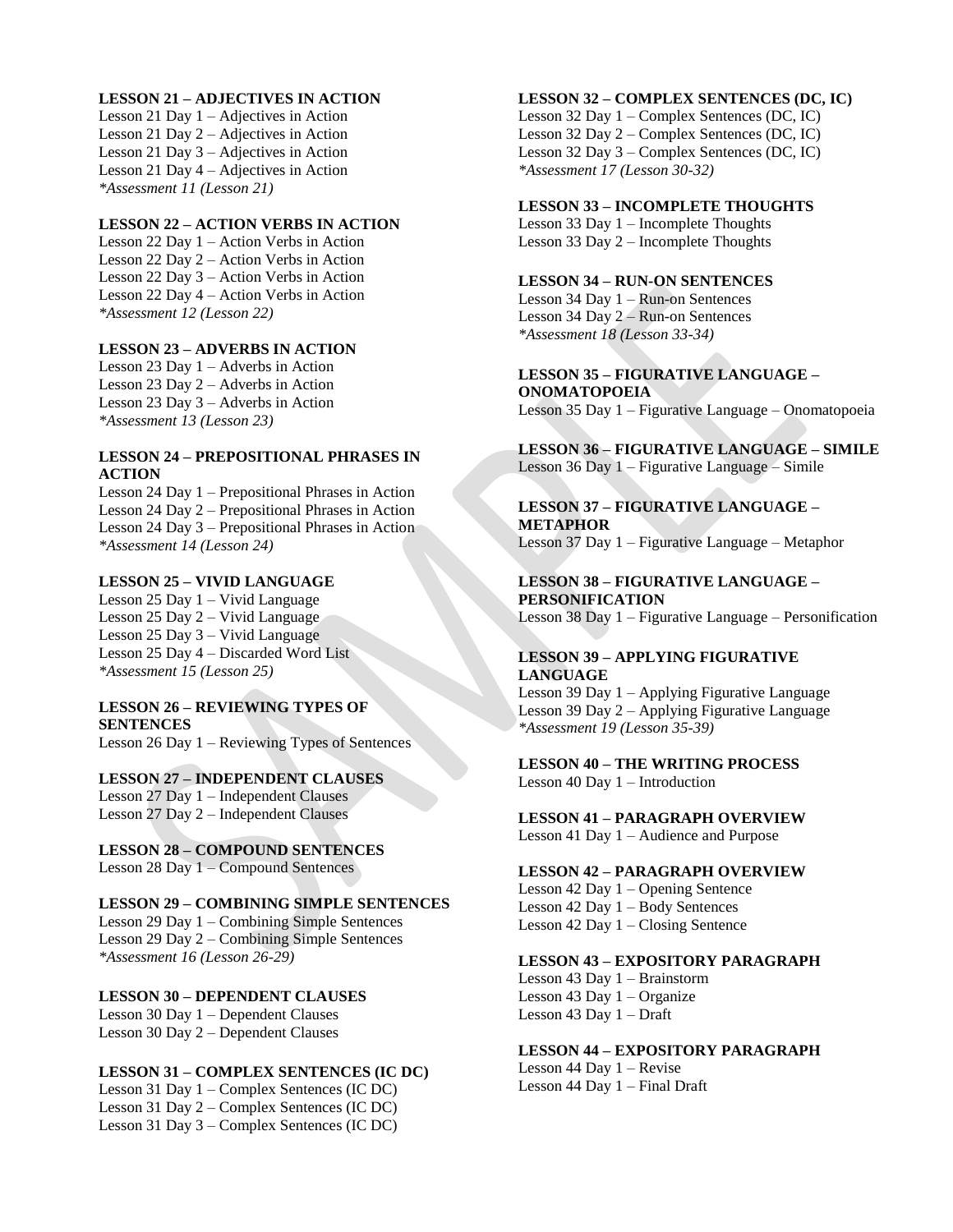**LESSON 21 – ADJECTIVES IN ACTION**
Lesson 21 Day 1 – Adjectives in Action
Lesson 21 Day 2 – Adjectives in Action
Lesson 21 Day 3 – Adjectives in Action
Lesson 21 Day 4 – Adjectives in Action
*\*Assessment 11 (Lesson 21)*

**LESSON 22 – ACTION VERBS IN ACTION**
Lesson 22 Day 1 – Action Verbs in Action
Lesson 22 Day 2 – Action Verbs in Action
Lesson 22 Day 3 – Action Verbs in Action
Lesson 22 Day 4 – Action Verbs in Action
*\*Assessment 12 (Lesson 22)*

**LESSON 23 – ADVERBS IN ACTION**
Lesson 23 Day 1 – Adverbs in Action
Lesson 23 Day 2 – Adverbs in Action
Lesson 23 Day 3 – Adverbs in Action
*\*Assessment 13 (Lesson 23)*

**LESSON 24 – PREPOSITIONAL PHRASES IN ACTION**
Lesson 24 Day 1 – Prepositional Phrases in Action
Lesson 24 Day 2 – Prepositional Phrases in Action
Lesson 24 Day 3 – Prepositional Phrases in Action
*\*Assessment 14 (Lesson 24)*

**LESSON 25 – VIVID LANGUAGE**
Lesson 25 Day 1 – Vivid Language
Lesson 25 Day 2 – Vivid Language
Lesson 25 Day 3 – Vivid Language
Lesson 25 Day 4 – Discarded Word List
*\*Assessment 15 (Lesson 25)*

**LESSON 26 – REVIEWING TYPES OF SENTENCES**
Lesson 26 Day 1 – Reviewing Types of Sentences

**LESSON 27 – INDEPENDENT CLAUSES**
Lesson 27 Day 1 – Independent Clauses
Lesson 27 Day 2 – Independent Clauses

**LESSON 28 – COMPOUND SENTENCES**
Lesson 28 Day 1 – Compound Sentences

**LESSON 29 – COMBINING SIMPLE SENTENCES**
Lesson 29 Day 1 – Combining Simple Sentences
Lesson 29 Day 2 – Combining Simple Sentences
*\*Assessment 16 (Lesson 26-29)*

**LESSON 30 – DEPENDENT CLAUSES**
Lesson 30 Day 1 – Dependent Clauses
Lesson 30 Day 2 – Dependent Clauses

**LESSON 31 – COMPLEX SENTENCES (IC DC)**
Lesson 31 Day 1 – Complex Sentences (IC DC)
Lesson 31 Day 2 – Complex Sentences (IC DC)
Lesson 31 Day 3 – Complex Sentences (IC DC)

**LESSON 32 – COMPLEX SENTENCES (DC, IC)**
Lesson 32 Day 1 – Complex Sentences (DC, IC)
Lesson 32 Day 2 – Complex Sentences (DC, IC)
Lesson 32 Day 3 – Complex Sentences (DC, IC)
*\*Assessment 17 (Lesson 30-32)*

**LESSON 33 – INCOMPLETE THOUGHTS**
Lesson 33 Day 1 – Incomplete Thoughts
Lesson 33 Day 2 – Incomplete Thoughts

**LESSON 34 – RUN-ON SENTENCES**
Lesson 34 Day 1 – Run-on Sentences
Lesson 34 Day 2 – Run-on Sentences
*\*Assessment 18 (Lesson 33-34)*

**LESSON 35 – FIGURATIVE LANGUAGE – ONOMATOPOEIA**
Lesson 35 Day 1 – Figurative Language – Onomatopoeia

**LESSON 36 – FIGURATIVE LANGUAGE – SIMILE**
Lesson 36 Day 1 – Figurative Language – Simile

**LESSON 37 – FIGURATIVE LANGUAGE – METAPHOR**
Lesson 37 Day 1 – Figurative Language – Metaphor

**LESSON 38 – FIGURATIVE LANGUAGE – PERSONIFICATION**
Lesson 38 Day 1 – Figurative Language – Personification

**LESSON 39 – APPLYING FIGURATIVE LANGUAGE**
Lesson 39 Day 1 – Applying Figurative Language
Lesson 39 Day 2 – Applying Figurative Language
*\*Assessment 19 (Lesson 35-39)*

**LESSON 40 – THE WRITING PROCESS**
Lesson 40 Day 1 – Introduction

**LESSON 41 – PARAGRAPH OVERVIEW**
Lesson 41 Day 1 – Audience and Purpose

**LESSON 42 – PARAGRAPH OVERVIEW**
Lesson 42 Day 1 – Opening Sentence
Lesson 42 Day 1 – Body Sentences
Lesson 42 Day 1 – Closing Sentence

**LESSON 43 – EXPOSITORY PARAGRAPH**
Lesson 43 Day 1 – Brainstorm
Lesson 43 Day 1 – Organize
Lesson 43 Day 1 – Draft

**LESSON 44 – EXPOSITORY PARAGRAPH**
Lesson 44 Day 1 – Revise
Lesson 44 Day 1 – Final Draft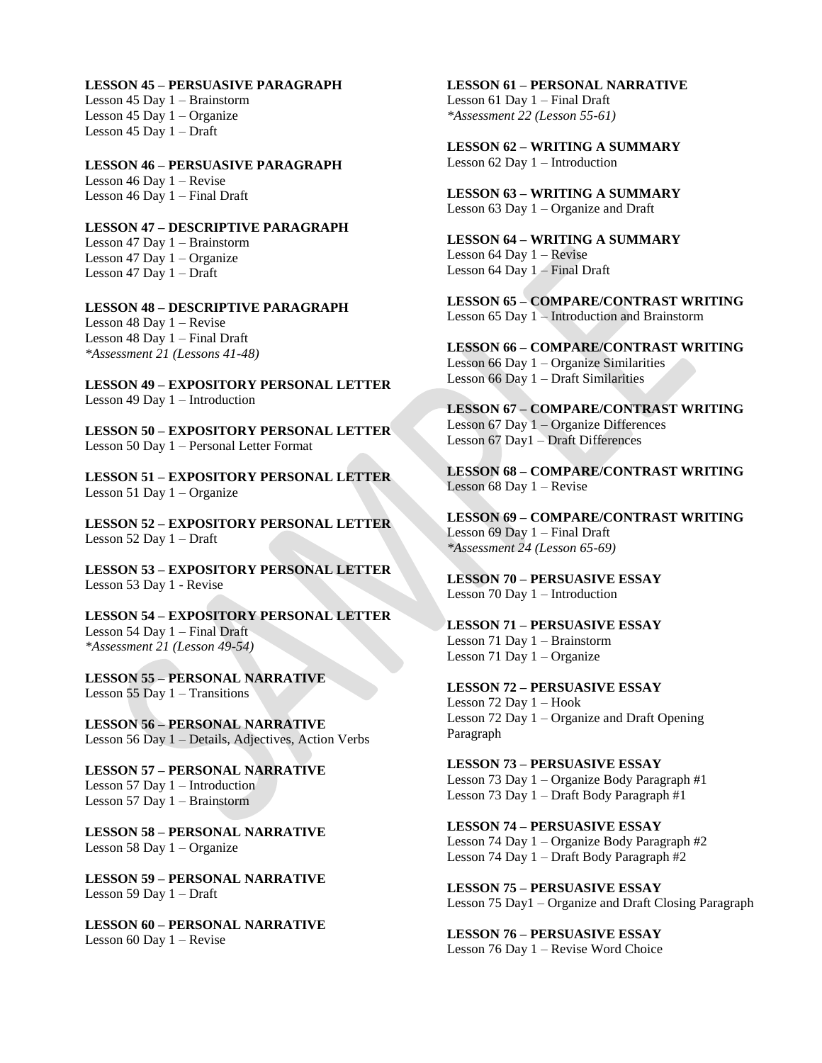**LESSON 45 – PERSUASIVE PARAGRAPH**
Lesson 45 Day 1 – Brainstorm
Lesson 45 Day 1 – Organize
Lesson 45 Day 1 – Draft

**LESSON 46 – PERSUASIVE PARAGRAPH**
Lesson 46 Day 1 – Revise
Lesson 46 Day 1 – Final Draft

**LESSON 47 – DESCRIPTIVE PARAGRAPH**
Lesson 47 Day 1 – Brainstorm
Lesson 47 Day 1 – Organize
Lesson 47 Day 1 – Draft

**LESSON 48 – DESCRIPTIVE PARAGRAPH**
Lesson 48 Day 1 – Revise
Lesson 48 Day 1 – Final Draft
*\*Assessment 21 (Lessons 41-48)*

**LESSON 49 – EXPOSITORY PERSONAL LETTER**
Lesson 49 Day 1 – Introduction

**LESSON 50 – EXPOSITORY PERSONAL LETTER**
Lesson 50 Day 1 – Personal Letter Format

**LESSON 51 – EXPOSITORY PERSONAL LETTER**
Lesson 51 Day 1 – Organize

**LESSON 52 – EXPOSITORY PERSONAL LETTER**
Lesson 52 Day 1 – Draft

**LESSON 53 – EXPOSITORY PERSONAL LETTER**
Lesson 53 Day 1 - Revise

**LESSON 54 – EXPOSITORY PERSONAL LETTER**
Lesson 54 Day 1 – Final Draft
*\*Assessment 21 (Lesson 49-54)*

**LESSON 55 – PERSONAL NARRATIVE**
Lesson 55 Day 1 – Transitions

**LESSON 56 – PERSONAL NARRATIVE**
Lesson 56 Day 1 – Details, Adjectives, Action Verbs

**LESSON 57 – PERSONAL NARRATIVE**
Lesson 57 Day 1 – Introduction
Lesson 57 Day 1 – Brainstorm

**LESSON 58 – PERSONAL NARRATIVE**
Lesson 58 Day 1 – Organize

**LESSON 59 – PERSONAL NARRATIVE**
Lesson 59 Day 1 – Draft

**LESSON 60 – PERSONAL NARRATIVE**
Lesson 60 Day 1 – Revise

**LESSON 61 – PERSONAL NARRATIVE**
Lesson 61 Day 1 – Final Draft
*\*Assessment 22 (Lesson 55-61)*

**LESSON 62 – WRITING A SUMMARY**
Lesson 62 Day 1 – Introduction

**LESSON 63 – WRITING A SUMMARY**
Lesson 63 Day 1 – Organize and Draft

**LESSON 64 – WRITING A SUMMARY**
Lesson 64 Day 1 – Revise
Lesson 64 Day 1 – Final Draft

**LESSON 65 – COMPARE/CONTRAST WRITING**
Lesson 65 Day 1 – Introduction and Brainstorm

**LESSON 66 – COMPARE/CONTRAST WRITING**
Lesson 66 Day 1 – Organize Similarities
Lesson 66 Day 1 – Draft Similarities

**LESSON 67 – COMPARE/CONTRAST WRITING**
Lesson 67 Day 1 – Organize Differences
Lesson 67 Day1 – Draft Differences

**LESSON 68 – COMPARE/CONTRAST WRITING**
Lesson 68 Day 1 – Revise

**LESSON 69 – COMPARE/CONTRAST WRITING**
Lesson 69 Day 1 – Final Draft
*\*Assessment 24 (Lesson 65-69)*

**LESSON 70 – PERSUASIVE ESSAY**
Lesson 70 Day 1 – Introduction

**LESSON 71 – PERSUASIVE ESSAY**
Lesson 71 Day 1 – Brainstorm
Lesson 71 Day 1 – Organize

**LESSON 72 – PERSUASIVE ESSAY**
Lesson 72 Day 1 – Hook
Lesson 72 Day 1 – Organize and Draft Opening Paragraph

**LESSON 73 – PERSUASIVE ESSAY**
Lesson 73 Day 1 – Organize Body Paragraph #1
Lesson 73 Day 1 – Draft Body Paragraph #1

**LESSON 74 – PERSUASIVE ESSAY**
Lesson 74 Day 1 – Organize Body Paragraph #2
Lesson 74 Day 1 – Draft Body Paragraph #2

**LESSON 75 – PERSUASIVE ESSAY**
Lesson 75 Day1 – Organize and Draft Closing Paragraph

**LESSON 76 – PERSUASIVE ESSAY**
Lesson 76 Day 1 – Revise Word Choice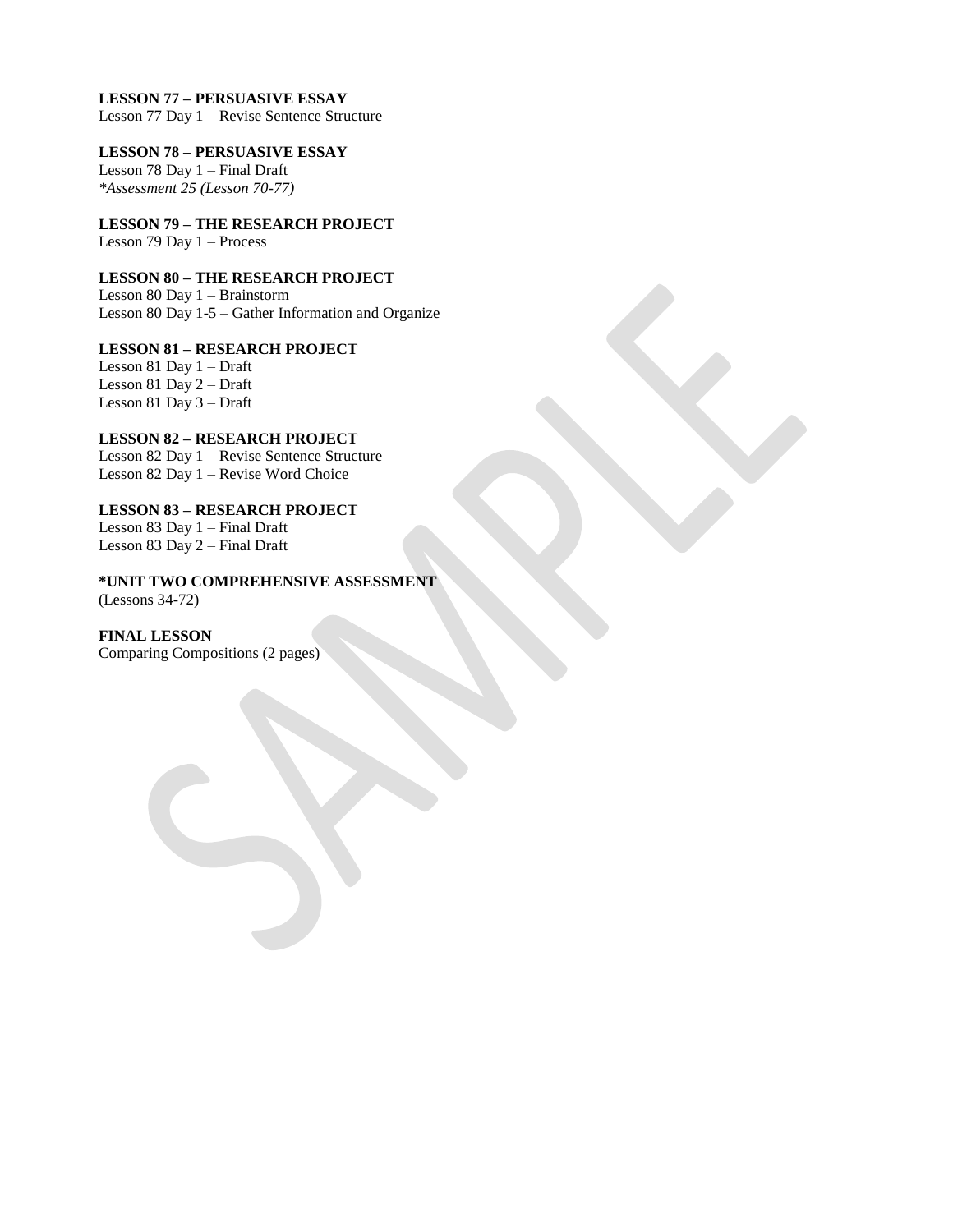**LESSON 77 – PERSUASIVE ESSAY**
Lesson 77 Day 1 – Revise Sentence Structure

**LESSON 78 – PERSUASIVE ESSAY**
Lesson 78 Day 1 – Final Draft
*\*Assessment 25 (Lesson 70-77)*

**LESSON 79 – THE RESEARCH PROJECT**
Lesson 79 Day 1 – Process

**LESSON 80 – THE RESEARCH PROJECT**
Lesson 80 Day 1 – Brainstorm
Lesson 80 Day 1-5 – Gather Information and Organize

**LESSON 81 – RESEARCH PROJECT**
Lesson 81 Day 1 – Draft
Lesson 81 Day 2 – Draft
Lesson 81 Day 3 – Draft

**LESSON 82 – RESEARCH PROJECT**
Lesson 82 Day 1 – Revise Sentence Structure
Lesson 82 Day 1 – Revise Word Choice

**LESSON 83 – RESEARCH PROJECT**
Lesson 83 Day 1 – Final Draft
Lesson 83 Day 2 – Final Draft

**\*UNIT TWO COMPREHENSIVE ASSESSMENT**
(Lessons 34-72)

**FINAL LESSON**
Comparing Compositions (2 pages)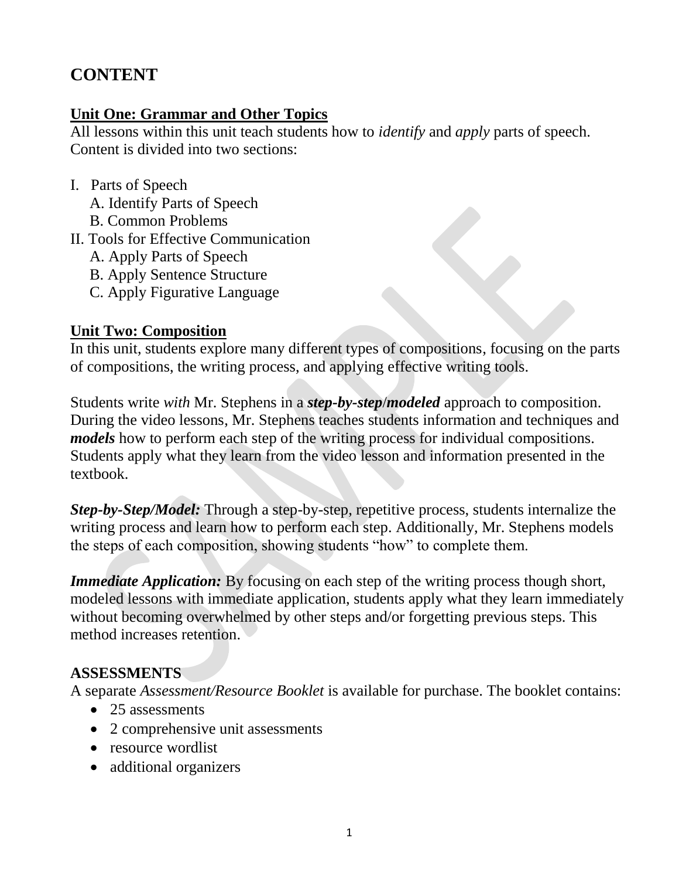# CONTENT

## Unit One: Grammar and Other Topics

All lessons within this unit teach students how to *identify* and *apply* parts of speech. Content is divided into two sections:

I. Parts of Speech
   A. Identify Parts of Speech
   B. Common Problems
II. Tools for Effective Communication
   A. Apply Parts of Speech
   B. Apply Sentence Structure
   C. Apply Figurative Language

## Unit Two: Composition

In this unit, students explore many different types of compositions, focusing on the parts of compositions, the writing process, and applying effective writing tools.

Students write *with* Mr. Stephens in a ***step-by-step*/*modeled*** approach to composition. During the video lessons, Mr. Stephens teaches students information and techniques and ***models*** how to perform each step of the writing process for individual compositions. Students apply what they learn from the video lesson and information presented in the textbook.

***Step-by-Step/Model:*** Through a step-by-step, repetitive process, students internalize the writing process and learn how to perform each step. Additionally, Mr. Stephens models the steps of each composition, showing students "how" to complete them.

***Immediate Application:*** By focusing on each step of the writing process though short, modeled lessons with immediate application, students apply what they learn immediately without becoming overwhelmed by other steps and/or forgetting previous steps. This method increases retention.

## ASSESSMENTS

A separate *Assessment/Resource Booklet* is available for purchase. The booklet contains:

- 25 assessments
- 2 comprehensive unit assessments
- resource wordlist
- additional organizers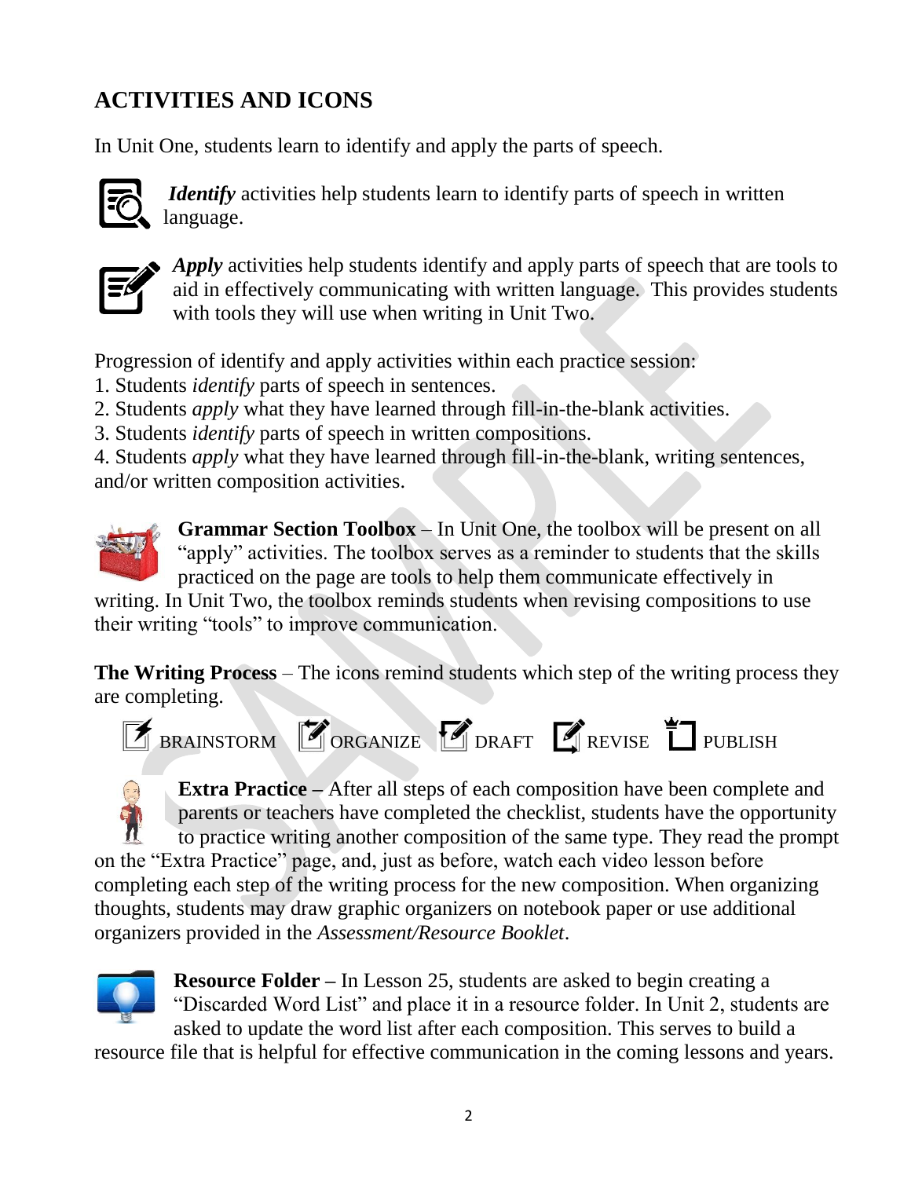## ACTIVITIES AND ICONS

In Unit One, students learn to identify and apply the parts of speech.

***Identify*** activities help students learn to identify parts of speech in written language.

***Apply*** activities help students identify and apply parts of speech that are tools to aid in effectively communicating with written language. This provides students with tools they will use when writing in Unit Two.

Progression of identify and apply activities within each practice session:

1. Students *identify* parts of speech in sentences.
2. Students *apply* what they have learned through fill-in-the-blank activities.
3. Students *identify* parts of speech in written compositions.
4. Students *apply* what they have learned through fill-in-the-blank, writing sentences, and/or written composition activities.

**Grammar Section Toolbox** – In Unit One, the toolbox will be present on all "apply" activities. The toolbox serves as a reminder to students that the skills practiced on the page are tools to help them communicate effectively in writing. In Unit Two, the toolbox reminds students when revising compositions to use their writing "tools" to improve communication.

**The Writing Process** – The icons remind students which step of the writing process they are completing.

BRAINSTORM ORGANIZE DRAFT REVISE PUBLISH

**Extra Practice –** After all steps of each composition have been complete and parents or teachers have completed the checklist, students have the opportunity to practice writing another composition of the same type. They read the prompt on the "Extra Practice" page, and, just as before, watch each video lesson before completing each step of the writing process for the new composition. When organizing thoughts, students may draw graphic organizers on notebook paper or use additional organizers provided in the *Assessment/Resource Booklet*.

**Resource Folder –** In Lesson 25, students are asked to begin creating a "Discarded Word List" and place it in a resource folder. In Unit 2, students are asked to update the word list after each composition. This serves to build a resource file that is helpful for effective communication in the coming lessons and years.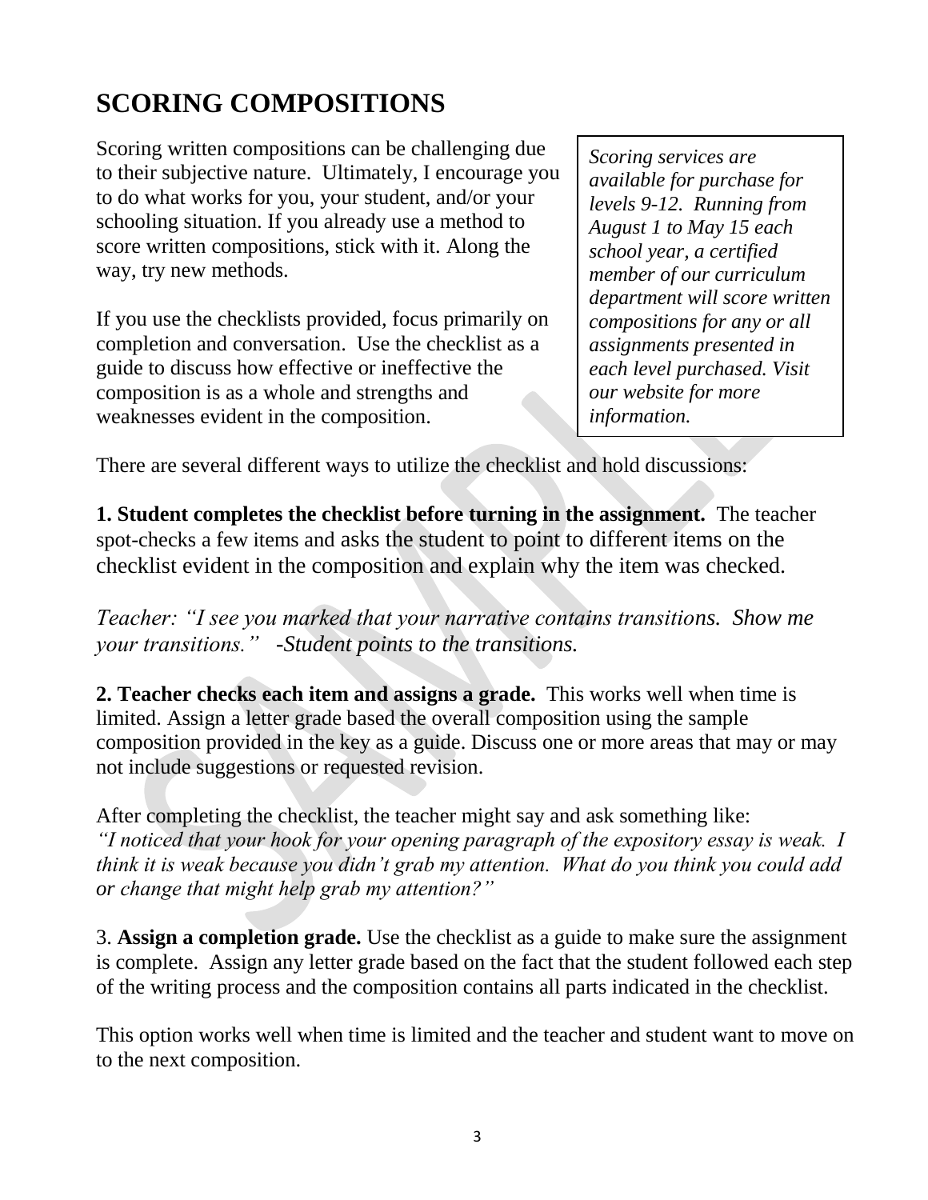# SCORING COMPOSITIONS

Scoring written compositions can be challenging due to their subjective nature. Ultimately, I encourage you to do what works for you, your student, and/or your schooling situation. If you already use a method to score written compositions, stick with it. Along the way, try new methods.

If you use the checklists provided, focus primarily on completion and conversation. Use the checklist as a guide to discuss how effective or ineffective the composition is as a whole and strengths and weaknesses evident in the composition.

*Scoring services are available for purchase for levels 9-12. Running from August 1 to May 15 each school year, a certified member of our curriculum department will score written compositions for any or all assignments presented in each level purchased. Visit our website for more information.*

There are several different ways to utilize the checklist and hold discussions:

**1. Student completes the checklist before turning in the assignment.** The teacher spot-checks a few items and asks the student to point to different items on the checklist evident in the composition and explain why the item was checked.

*Teacher: "I see you marked that your narrative contains transitions. Show me your transitions." -Student points to the transitions.*

**2. Teacher checks each item and assigns a grade.** This works well when time is limited. Assign a letter grade based the overall composition using the sample composition provided in the key as a guide. Discuss one or more areas that may or may not include suggestions or requested revision.

After completing the checklist, the teacher might say and ask something like:
*"I noticed that your hook for your opening paragraph of the expository essay is weak. I think it is weak because you didn't grab my attention. What do you think you could add or change that might help grab my attention?"*

3. **Assign a completion grade.** Use the checklist as a guide to make sure the assignment is complete. Assign any letter grade based on the fact that the student followed each step of the writing process and the composition contains all parts indicated in the checklist.

This option works well when time is limited and the teacher and student want to move on to the next composition.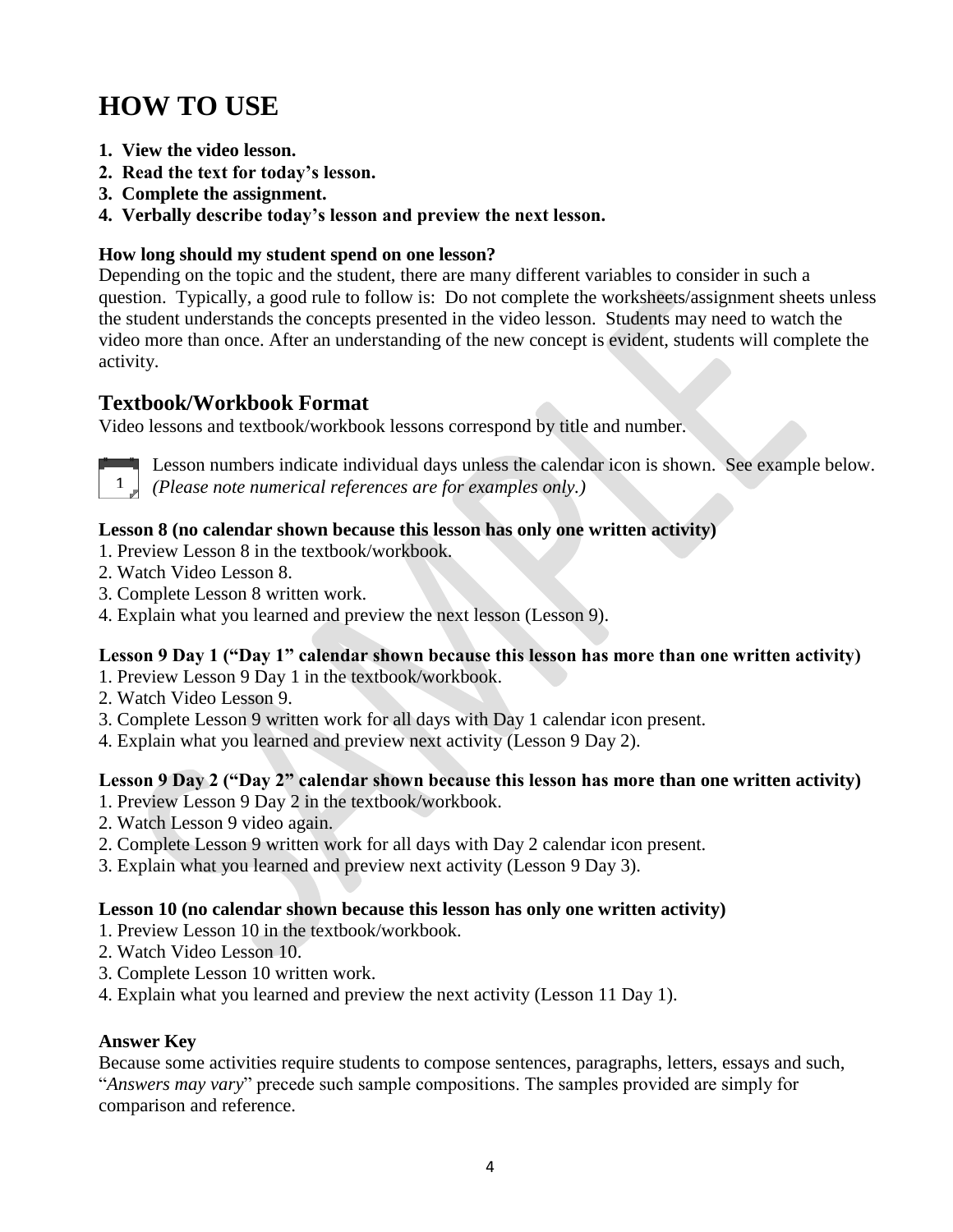# HOW TO USE

1. **View the video lesson.**
2. **Read the text for today's lesson.**
3. **Complete the assignment.**
4. **Verbally describe today's lesson and preview the next lesson.**

**How long should my student spend on one lesson?**
Depending on the topic and the student, there are many different variables to consider in such a question. Typically, a good rule to follow is: Do not complete the worksheets/assignment sheets unless the student understands the concepts presented in the video lesson. Students may need to watch the video more than once. After an understanding of the new concept is evident, students will complete the activity.

## Textbook/Workbook Format

Video lessons and textbook/workbook lessons correspond by title and number.

Lesson numbers indicate individual days unless the calendar icon is shown. See example below. *(Please note numerical references are for examples only.)*

**Lesson 8 (no calendar shown because this lesson has only one written activity)**
1. Preview Lesson 8 in the textbook/workbook.
2. Watch Video Lesson 8.
3. Complete Lesson 8 written work.
4. Explain what you learned and preview the next lesson (Lesson 9).

**Lesson 9 Day 1 ("Day 1" calendar shown because this lesson has more than one written activity)**
1. Preview Lesson 9 Day 1 in the textbook/workbook.
2. Watch Video Lesson 9.
3. Complete Lesson 9 written work for all days with Day 1 calendar icon present.
4. Explain what you learned and preview next activity (Lesson 9 Day 2).

**Lesson 9 Day 2 ("Day 2" calendar shown because this lesson has more than one written activity)**
1. Preview Lesson 9 Day 2 in the textbook/workbook.
2. Watch Lesson 9 video again.
2. Complete Lesson 9 written work for all days with Day 2 calendar icon present.
3. Explain what you learned and preview next activity (Lesson 9 Day 3).

**Lesson 10 (no calendar shown because this lesson has only one written activity)**
1. Preview Lesson 10 in the textbook/workbook.
2. Watch Video Lesson 10.
3. Complete Lesson 10 written work.
4. Explain what you learned and preview the next activity (Lesson 11 Day 1).

**Answer Key**
Because some activities require students to compose sentences, paragraphs, letters, essays and such, "*Answers may vary*" precede such sample compositions. The samples provided are simply for comparison and reference.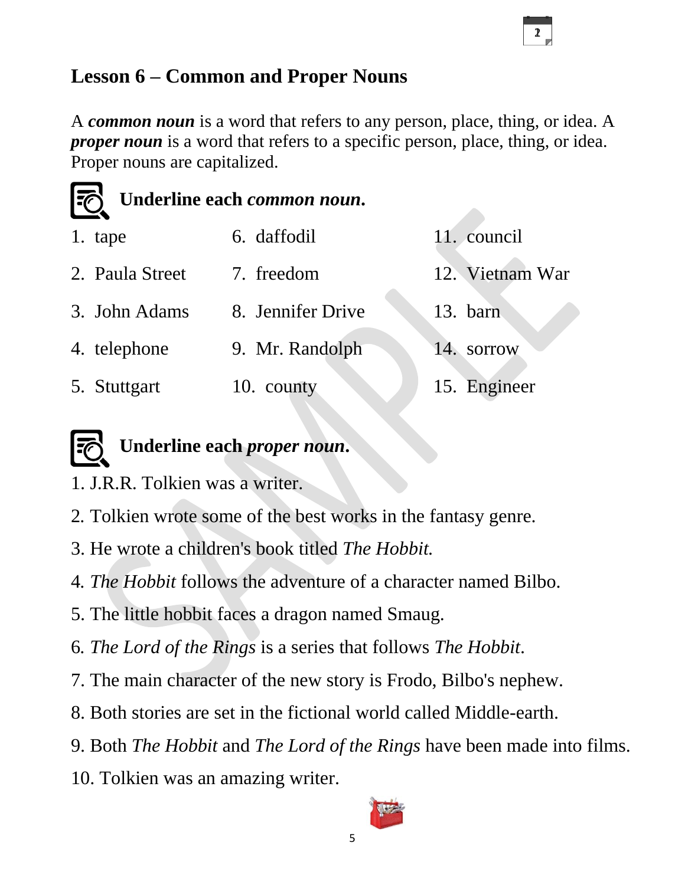## Lesson 6 – Common and Proper Nouns

A ***common noun*** is a word that refers to any person, place, thing, or idea. A ***proper noun*** is a word that refers to a specific person, place, thing, or idea. Proper nouns are capitalized.

### Underline each *common noun*.

1. tape
2. Paula Street
3. John Adams
4. telephone
5. Stuttgart
6. daffodil
7. freedom
8. Jennifer Drive
9. Mr. Randolph
10. county
11. council
12. Vietnam War
13. barn
14. sorrow
15. Engineer

### Underline each *proper noun*.

1. J.R.R. Tolkien was a writer.
2. Tolkien wrote some of the best works in the fantasy genre.
3. He wrote a children's book titled *The Hobbit.*
4. *The Hobbit* follows the adventure of a character named Bilbo.
5. The little hobbit faces a dragon named Smaug.
6. *The Lord of the Rings* is a series that follows *The Hobbit*.
7. The main character of the new story is Frodo, Bilbo's nephew.
8. Both stories are set in the fictional world called Middle-earth.
9. Both *The Hobbit* and *The Lord of the Rings* have been made into films.
10. Tolkien was an amazing writer.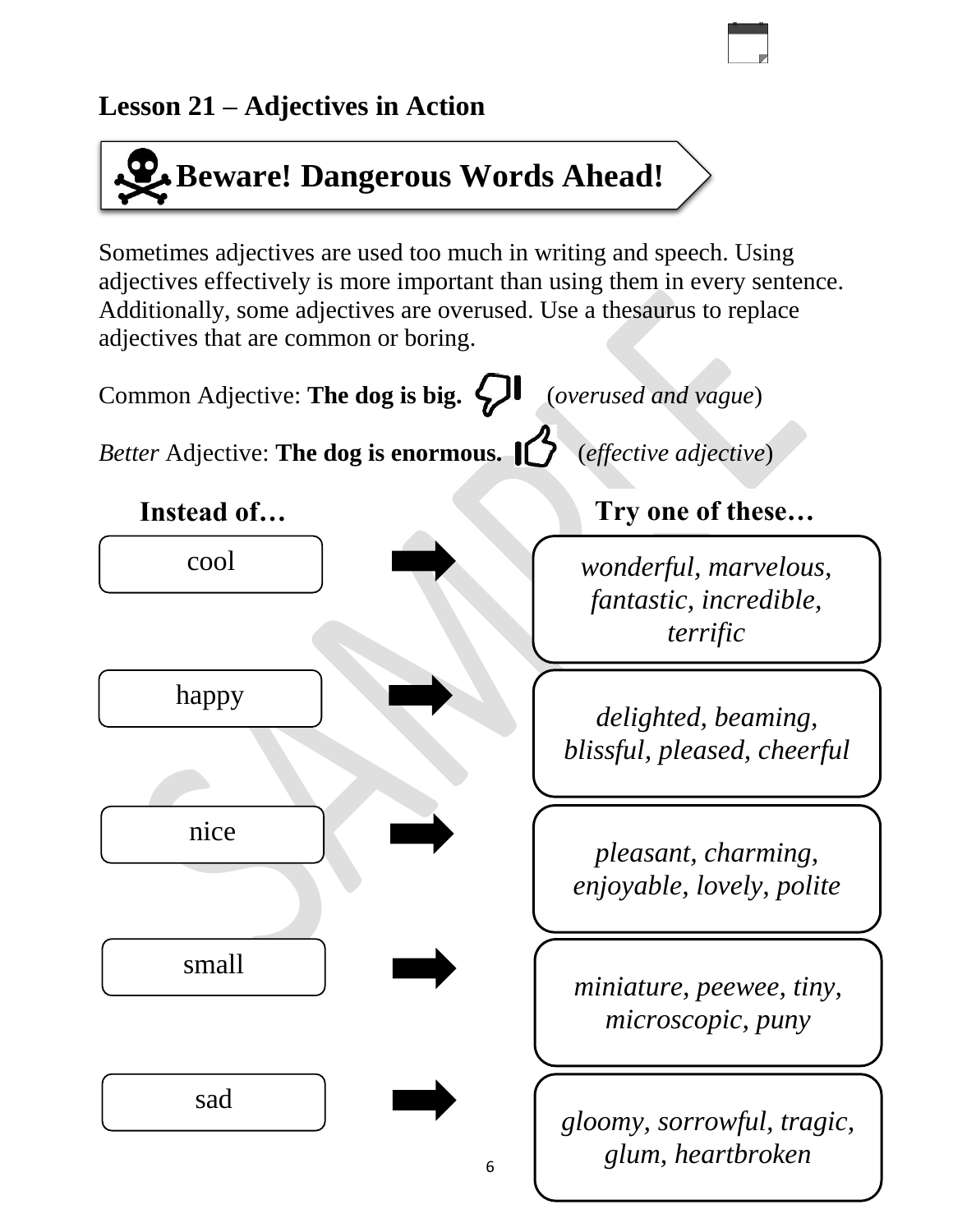## Lesson 21 – Adjectives in Action

### Beware! Dangerous Words Ahead!

Sometimes adjectives are used too much in writing and speech. Using adjectives effectively is more important than using them in every sentence. Additionally, some adjectives are overused. Use a thesaurus to replace adjectives that are common or boring.

Common Adjective: **The dog is big.** (*overused and vague*)

*Better* Adjective: **The dog is enormous.** (*effective adjective*)

| Instead of… | Try one of these… |
| --- | --- |
| cool | *wonderful, marvelous, fantastic, incredible, terrific* |
| happy | *delighted, beaming, blissful, pleased, cheerful* |
| nice | *pleasant, charming, enjoyable, lovely, polite* |
| small | *miniature, peewee, tiny, microscopic, puny* |
| sad | *gloomy, sorrowful, tragic, glum, heartbroken* |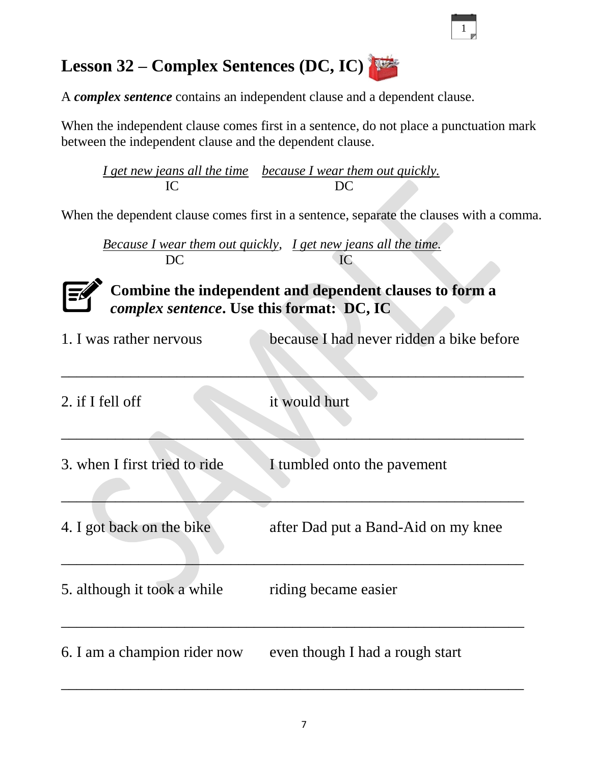# Lesson 32 – Complex Sentences (DC, IC)

A ***complex sentence*** contains an independent clause and a dependent clause.

When the independent clause comes first in a sentence, do not place a punctuation mark between the independent clause and the dependent clause.

*I get new jeans all the time* (IC) *because I wear them out quickly.* (DC)

When the dependent clause comes first in a sentence, separate the clauses with a comma.

*Because I wear them out quickly,* (DC) *I get new jeans all the time.* (IC)

**Combine the independent and dependent clauses to form a *complex sentence*. Use this format: DC, IC**

1. I was rather nervous — because I had never ridden a bike before

_______________________________________________

2. if I fell off — it would hurt

_______________________________________________

3. when I first tried to ride — I tumbled onto the pavement

_______________________________________________

4. I got back on the bike — after Dad put a Band-Aid on my knee

_______________________________________________

5. although it took a while — riding became easier

_______________________________________________

6. I am a champion rider now — even though I had a rough start

_______________________________________________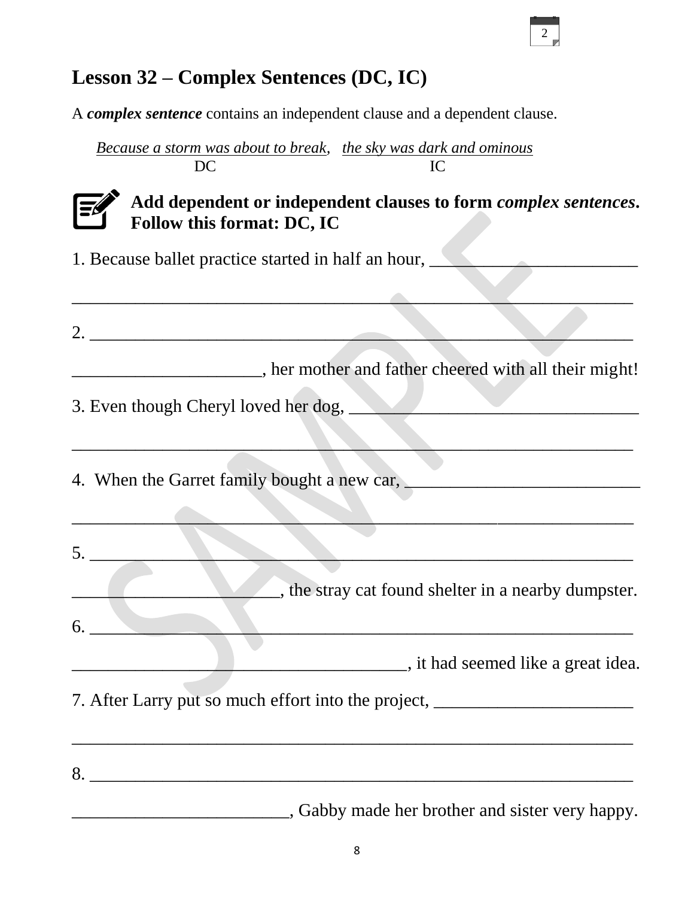# Lesson 32 – Complex Sentences (DC, IC)

A ***complex sentence*** contains an independent clause and a dependent clause.

*Because a storm was about to break*, *the sky was dark and ominous*
DC IC

**Add dependent or independent clauses to form *complex sentences*. Follow this format: DC, IC**

1. Because ballet practice started in half an hour, ________________________

_________________________________________________________________

2. _________________________________________________________________

_____________________, her mother and father cheered with all their might!

3. Even though Cheryl loved her dog, _________________________________

_________________________________________________________________

4. When the Garret family bought a new car, ___________________________

_________________________________________________________________

5. _________________________________________________________________

________________________, the stray cat found shelter in a nearby dumpster.

6. _________________________________________________________________

______________________________________, it had seemed like a great idea.

7. After Larry put so much effort into the project, _______________________

_________________________________________________________________

8. _________________________________________________________________

_________________________, Gabby made her brother and sister very happy.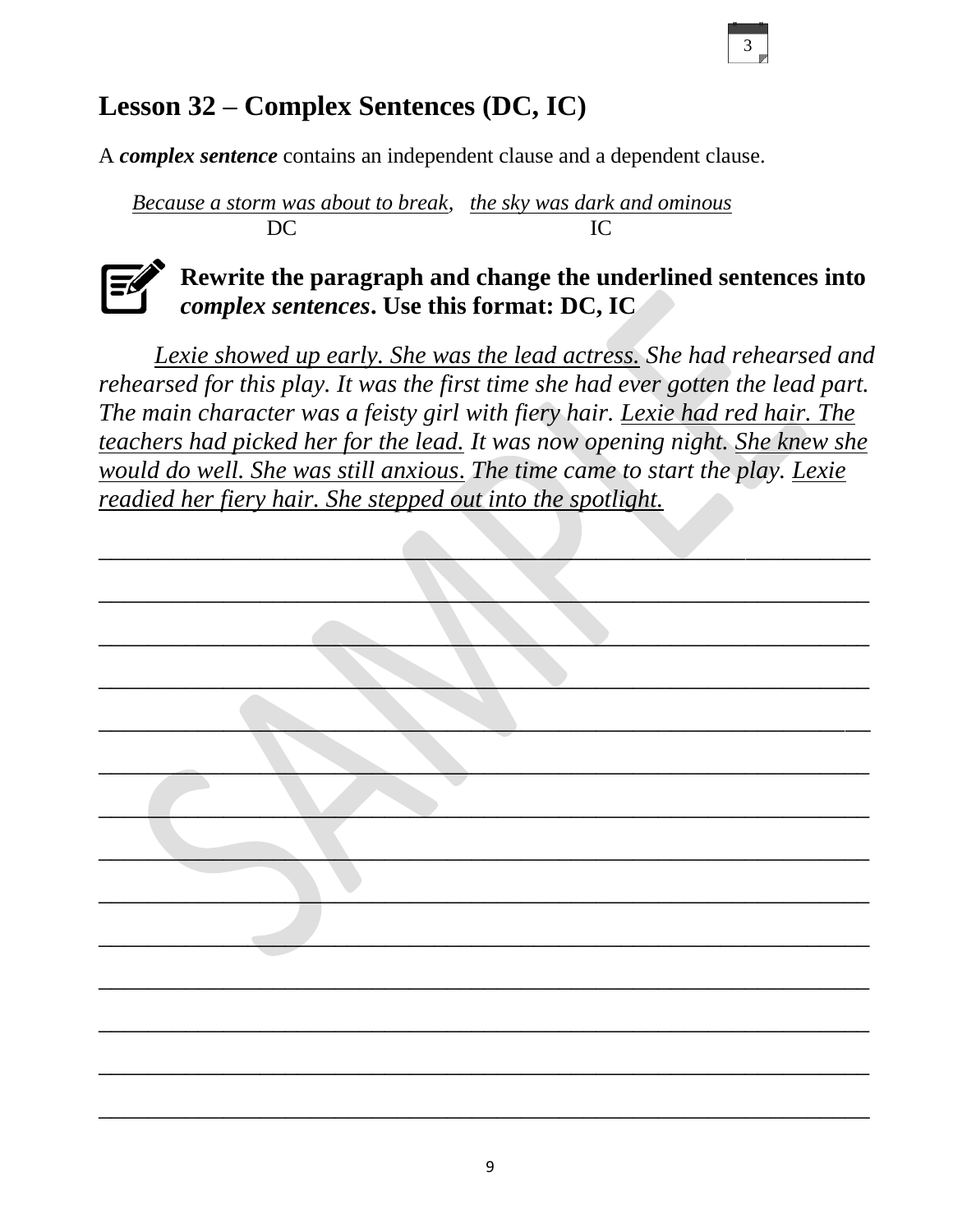# Lesson 32 – Complex Sentences (DC, IC)

A ***complex sentence*** contains an independent clause and a dependent clause.

*<u>Because a storm was about to break</u>*, *<u>the sky was dark and ominous</u>*
DC IC

**Rewrite the paragraph and change the underlined sentences into *complex sentences*. Use this format: DC, IC**

*<u>Lexie showed up early. She was the lead actress.</u> She had rehearsed and rehearsed for this play. It was the first time she had ever gotten the lead part. The main character was a feisty girl with fiery hair. <u>Lexie had red hair. The teachers had picked her for the lead.</u> It was now opening night. <u>She knew she would do well. She was still anxious.</u> The time came to start the play. <u>Lexie readied her fiery hair. She stepped out into the spotlight.</u>*

______________________________________________________________

______________________________________________________________

______________________________________________________________

______________________________________________________________

______________________________________________________________

______________________________________________________________

______________________________________________________________

______________________________________________________________

______________________________________________________________

______________________________________________________________

______________________________________________________________

______________________________________________________________

______________________________________________________________

______________________________________________________________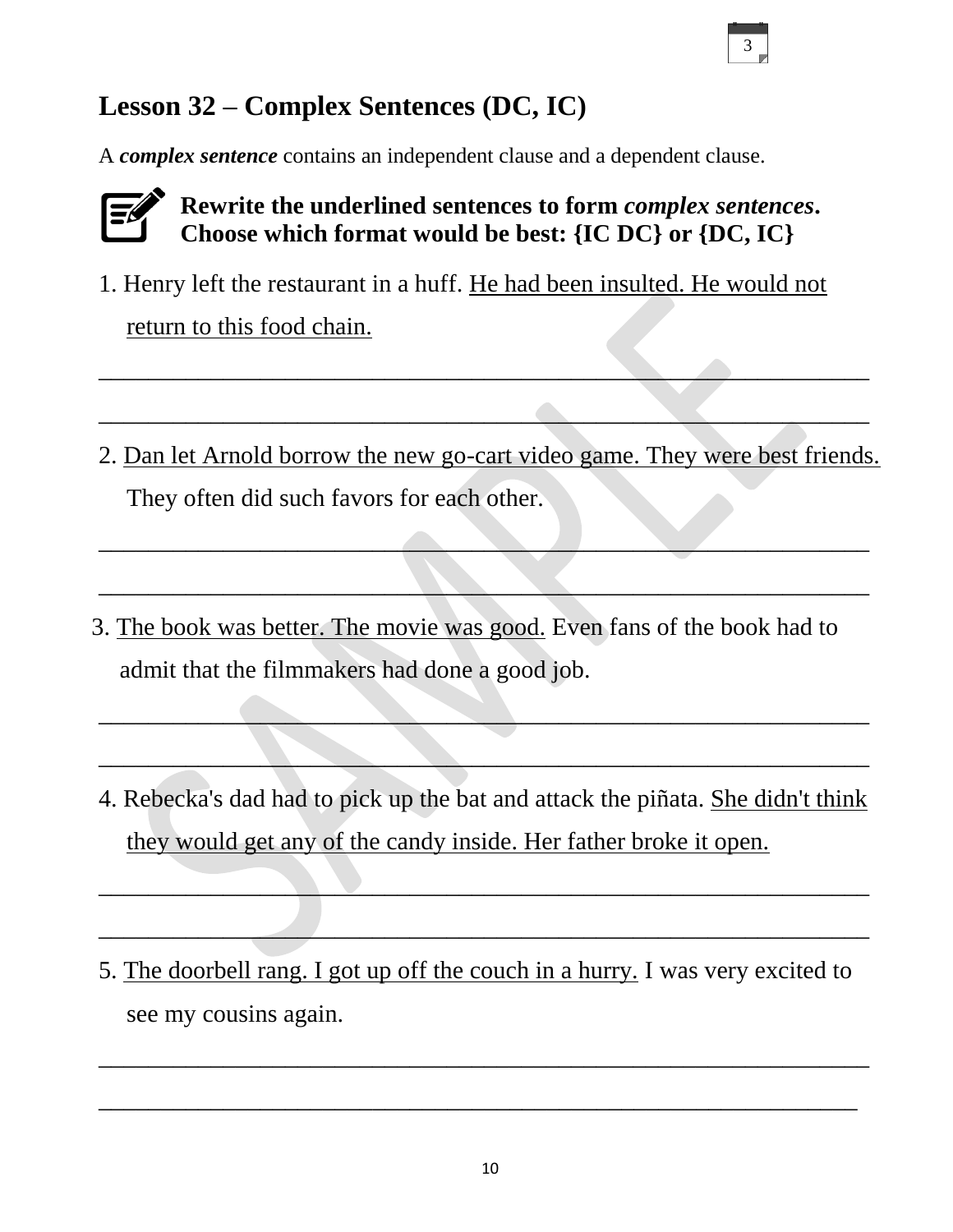## Lesson 32 – Complex Sentences (DC, IC)

A ***complex sentence*** contains an independent clause and a dependent clause.

**Rewrite the underlined sentences to form *complex sentences*. Choose which format would be best: {IC DC} or {DC, IC}**

1. Henry left the restaurant in a huff. <u>He had been insulted. He would not return to this food chain.</u>

______________________________________________________________

______________________________________________________________

2. <u>Dan let Arnold borrow the new go-cart video game. They were best friends.</u> They often did such favors for each other.

______________________________________________________________

______________________________________________________________

3. <u>The book was better. The movie was good.</u> Even fans of the book had to admit that the filmmakers had done a good job.

______________________________________________________________

______________________________________________________________

4. Rebecka's dad had to pick up the bat and attack the piñata. <u>She didn't think they would get any of the candy inside. Her father broke it open.</u>

______________________________________________________________

______________________________________________________________

5. <u>The doorbell rang. I got up off the couch in a hurry.</u> I was very excited to see my cousins again.

______________________________________________________________

______________________________________________________________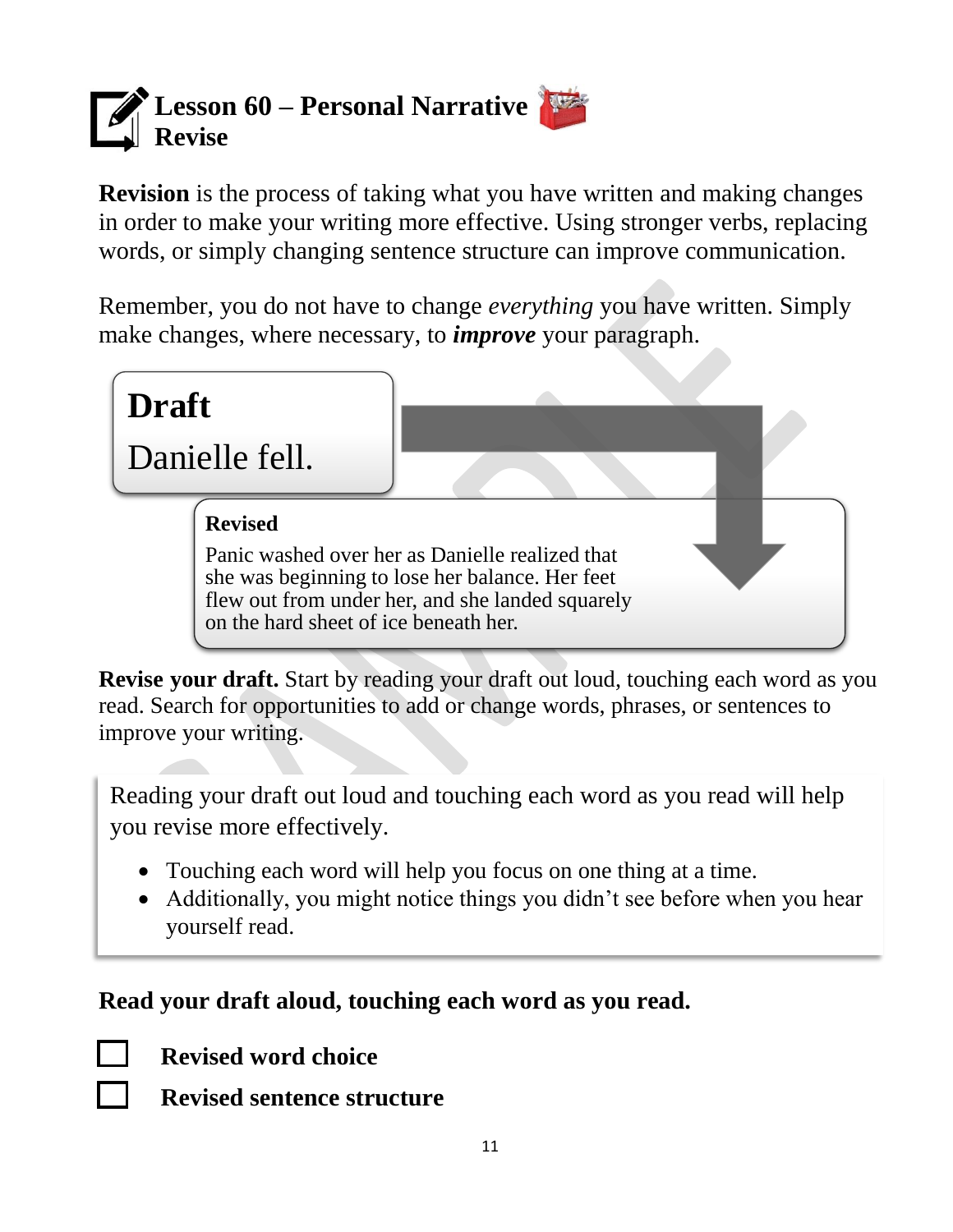# Lesson 60 – Personal Narrative Revise

**Revision** is the process of taking what you have written and making changes in order to make your writing more effective. Using stronger verbs, replacing words, or simply changing sentence structure can improve communication.

Remember, you do not have to change *everything* you have written. Simply make changes, where necessary, to ***improve*** your paragraph.

**Draft**

Danielle fell.

**Revised**

Panic washed over her as Danielle realized that she was beginning to lose her balance. Her feet flew out from under her, and she landed squarely on the hard sheet of ice beneath her.

**Revise your draft.** Start by reading your draft out loud, touching each word as you read. Search for opportunities to add or change words, phrases, or sentences to improve your writing.

Reading your draft out loud and touching each word as you read will help you revise more effectively.

- Touching each word will help you focus on one thing at a time.
- Additionally, you might notice things you didn't see before when you hear yourself read.

**Read your draft aloud, touching each word as you read.**

- ☐ **Revised word choice**
- ☐ **Revised sentence structure**